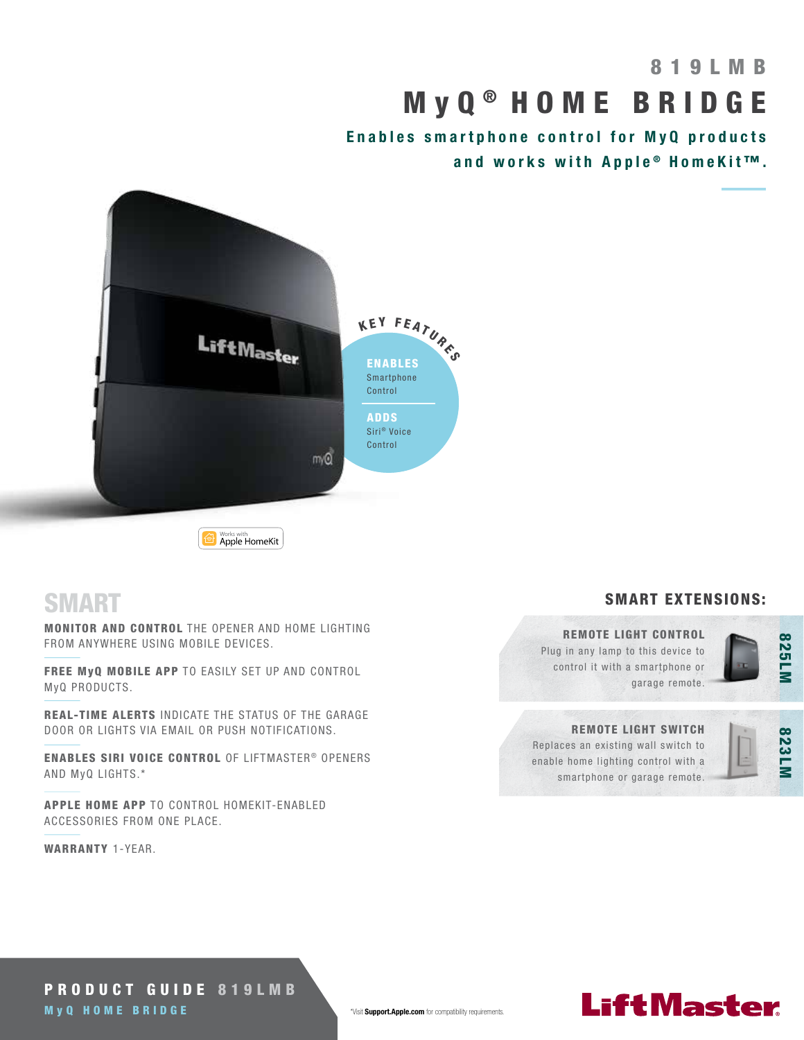# 819LMB

# MyQ® HOME BRIDGE

**Enables smartphone control for MyQ products and works with Apple® HomeKit™.**

### KEY FEATURES

**ENABLES** Smartphone Control

**ADDS** Siri® Voice Control

Works with Apple HomeKit

## SMART

**MONITOR AND CONTROL** THE OPENER AND HOME LIGHTING FROM ANYWHERE USING MOBILE DEVICES.

**FREE MyQ MOBILE APP** TO EASILY SET UP AND CONTROL MyQ PRODUCTS.

**REAL-TIME ALERTS** INDICATE THE STATUS OF THE GARAGE DOOR OR LIGHTS VIA EMAIL OR PUSH NOTIFICATIONS.

**ENABLES SIRI VOICE CONTROL** OF LIFTMASTER® OPENERS AND MyQ LIGHTS.*

**APPLE HOME APP** TO CONTROL HOMEKIT-ENABLED ACCESSORIES FROM ONE PLACE.

**WARRANTY** 1-YEAR.

## SMART EXTENSIONS:

**825LM — REMOTE LIGHT CONTROL**
Plug in any lamp to this device to control it with a smartphone or garage remote.

**823LM — REMOTE LIGHT SWITCH**
Replaces an existing wall switch to enable home lighting control with a smartphone or garage remote.

**PRODUCT GUIDE 819LMB**
**MyQ HOME BRIDGE**

*Visit **Support.Apple.com** for compatibility requirements.

LiftMaster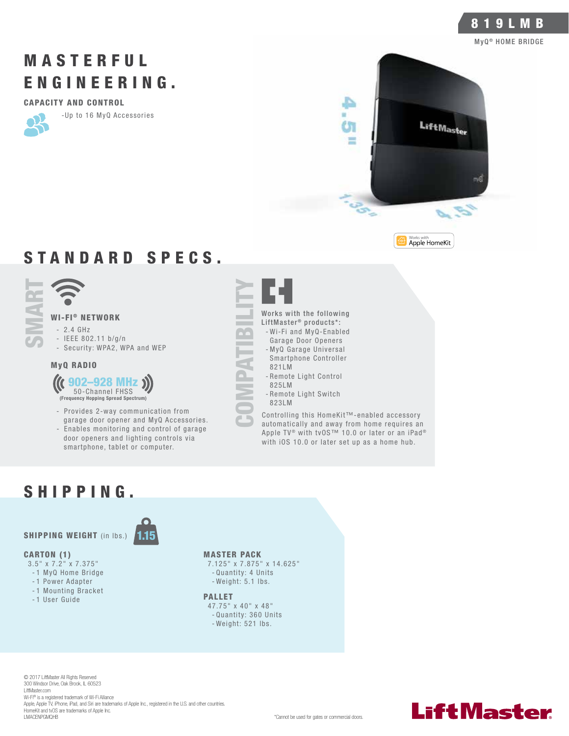**819LMB**

MyQ® HOME BRIDGE

# MASTERFUL ENGINEERING.

**CAPACITY AND CONTROL**

-Up to 16 MyQ Accessories

4.5"

1.35"

4.5"

Works with Apple HomeKit

# STANDARD SPECS.

## SMART

**WI-FI® NETWORK**

- 2.4 GHz
- IEEE 802.11 b/g/n
- Security: WPA2, WPA and WEP

**MyQ RADIO**

902–928 MHz
50-Channel FHSS
(Frequency Hopping Spread Spectrum)

- Provides 2-way communication from garage door opener and MyQ Accessories.
- Enables monitoring and control of garage door openers and lighting controls via smartphone, tablet or computer.

## COMPATIBILITY

Works with the following LiftMaster® products*:

- Wi-Fi and MyQ-Enabled Garage Door Openers
- MyQ Garage Universal Smartphone Controller 821LM
- Remote Light Control 825LM
- Remote Light Switch 823LM

Controlling this HomeKit™-enabled accessory automatically and away from home requires an Apple TV® with tvOS™ 10.0 or later or an iPad® with iOS 10.0 or later set up as a home hub.

# SHIPPING.

**SHIPPING WEIGHT** (in lbs.) 1.15

**CARTON (1)**
3.5" x 7.2" x 7.375"
- 1 MyQ Home Bridge
- 1 Power Adapter
- 1 Mounting Bracket
- 1 User Guide

**MASTER PACK**
7.125" x 7.875" x 14.625"
- Quantity: 4 Units
- Weight: 5.1 lbs.

**PALLET**
47.75" x 40" x 48"
- Quantity: 360 Units
- Weight: 521 lbs.

© 2017 LiftMaster All Rights Reserved
300 Windsor Drive, Oak Brook, IL 60523
LiftMaster.com
Wi-Fi® is a registered trademark of Wi-Fi Alliance
Apple, Apple TV, iPhone, iPad, and Siri are trademarks of Apple Inc., registered in the U.S. and other countries.
HomeKit and tvOS are trademarks of Apple Inc.
LMACENPGMQHB

*Cannot be used for gates or commercial doors.

LiftMaster.